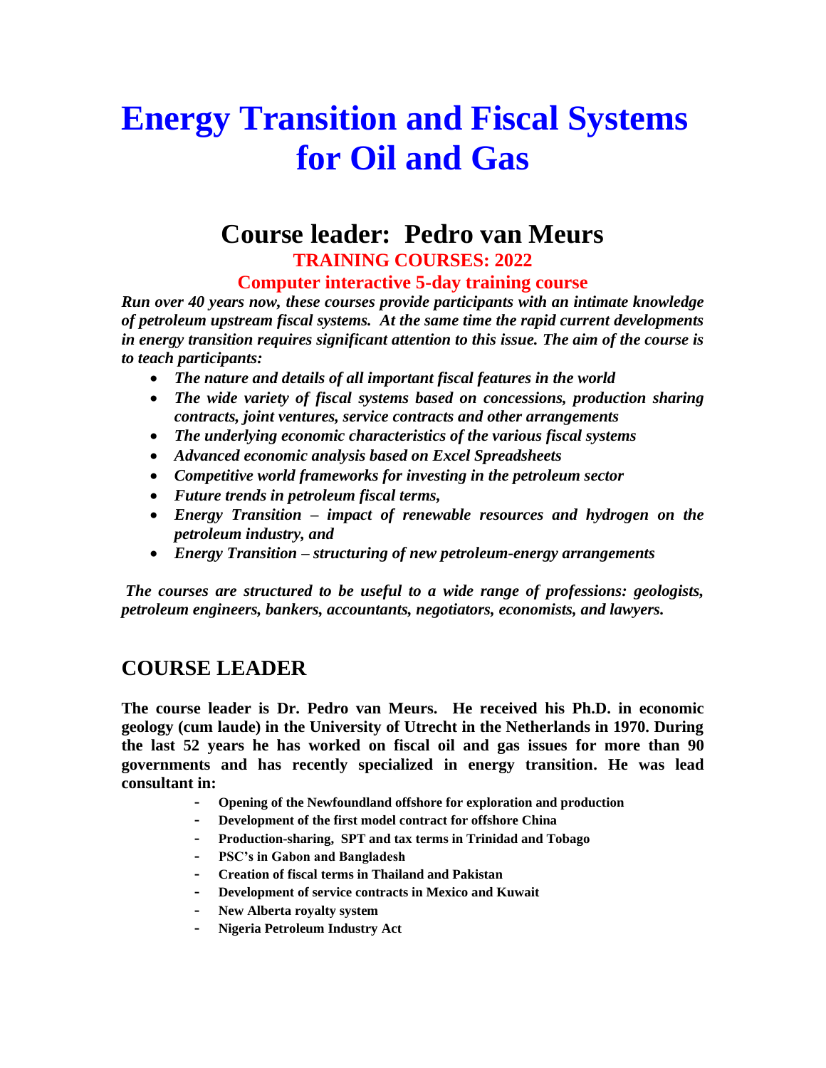# Energy Transition and Fiscal Systems for Oil and Gas

## Course leader: Pedro van Meurs

**TRAINING COURSES: 2022**

**Computer interactive 5-day training course**

***Run over 40 years now, these courses provide participants with an intimate knowledge of petroleum upstream fiscal systems. At the same time the rapid current developments in energy transition requires significant attention to this issue. The aim of the course is to teach participants:***

- ***The nature and details of all important fiscal features in the world***
- ***The wide variety of fiscal systems based on concessions, production sharing contracts, joint ventures, service contracts and other arrangements***
- ***The underlying economic characteristics of the various fiscal systems***
- ***Advanced economic analysis based on Excel Spreadsheets***
- ***Competitive world frameworks for investing in the petroleum sector***
- ***Future trends in petroleum fiscal terms,***
- ***Energy Transition – impact of renewable resources and hydrogen on the petroleum industry, and***
- ***Energy Transition – structuring of new petroleum-energy arrangements***

***The courses are structured to be useful to a wide range of professions: geologists, petroleum engineers, bankers, accountants, negotiators, economists, and lawyers.***

## COURSE LEADER

**The course leader is Dr. Pedro van Meurs. He received his Ph.D. in economic geology (cum laude) in the University of Utrecht in the Netherlands in 1970. During the last 52 years he has worked on fiscal oil and gas issues for more than 90 governments and has recently specialized in energy transition. He was lead consultant in:**

- **Opening of the Newfoundland offshore for exploration and production**
- **Development of the first model contract for offshore China**
- **Production-sharing, SPT and tax terms in Trinidad and Tobago**
- **PSC's in Gabon and Bangladesh**
- **Creation of fiscal terms in Thailand and Pakistan**
- **Development of service contracts in Mexico and Kuwait**
- **New Alberta royalty system**
- **Nigeria Petroleum Industry Act**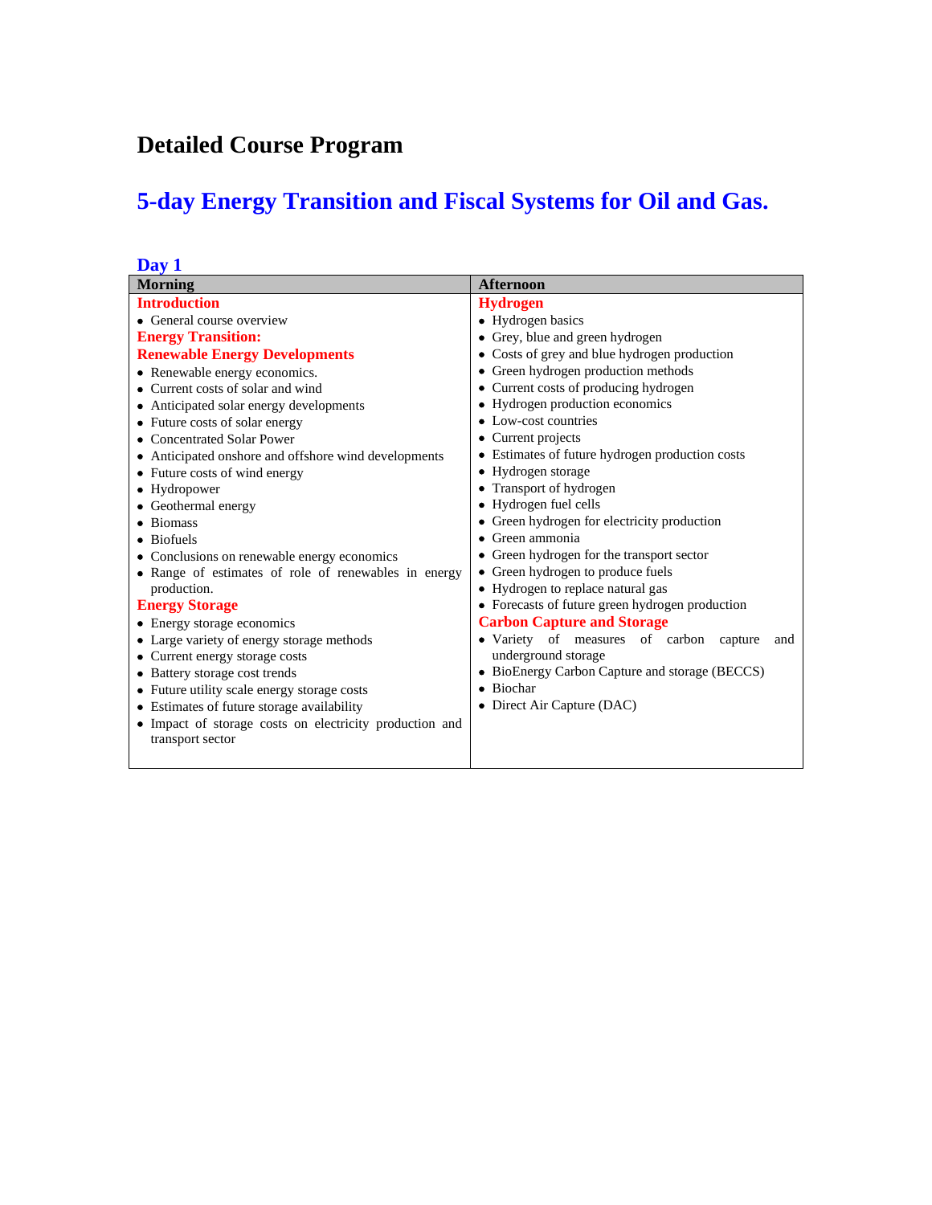# Detailed Course Program

## 5-day Energy Transition and Fiscal Systems for Oil and Gas.

### Day 1

| Morning | Afternoon |
|---|---|
| **Introduction**<br>• General course overview<br>**Energy Transition:**<br>**Renewable Energy Developments**<br>• Renewable energy economics.<br>• Current costs of solar and wind<br>• Anticipated solar energy developments<br>• Future costs of solar energy<br>• Concentrated Solar Power<br>• Anticipated onshore and offshore wind developments<br>• Future costs of wind energy<br>• Hydropower<br>• Geothermal energy<br>• Biomass<br>• Biofuels<br>• Conclusions on renewable energy economics<br>• Range of estimates of role of renewables in energy production.<br>**Energy Storage**<br>• Energy storage economics<br>• Large variety of energy storage methods<br>• Current energy storage costs<br>• Battery storage cost trends<br>• Future utility scale energy storage costs<br>• Estimates of future storage availability<br>• Impact of storage costs on electricity production and transport sector | **Hydrogen**<br>• Hydrogen basics<br>• Grey, blue and green hydrogen<br>• Costs of grey and blue hydrogen production<br>• Green hydrogen production methods<br>• Current costs of producing hydrogen<br>• Hydrogen production economics<br>• Low-cost countries<br>• Current projects<br>• Estimates of future hydrogen production costs<br>• Hydrogen storage<br>• Transport of hydrogen<br>• Hydrogen fuel cells<br>• Green hydrogen for electricity production<br>• Green ammonia<br>• Green hydrogen for the transport sector<br>• Green hydrogen to produce fuels<br>• Hydrogen to replace natural gas<br>• Forecasts of future green hydrogen production<br>**Carbon Capture and Storage**<br>• Variety of measures of carbon capture and underground storage<br>• BioEnergy Carbon Capture and storage (BECCS)<br>• Biochar<br>• Direct Air Capture (DAC) |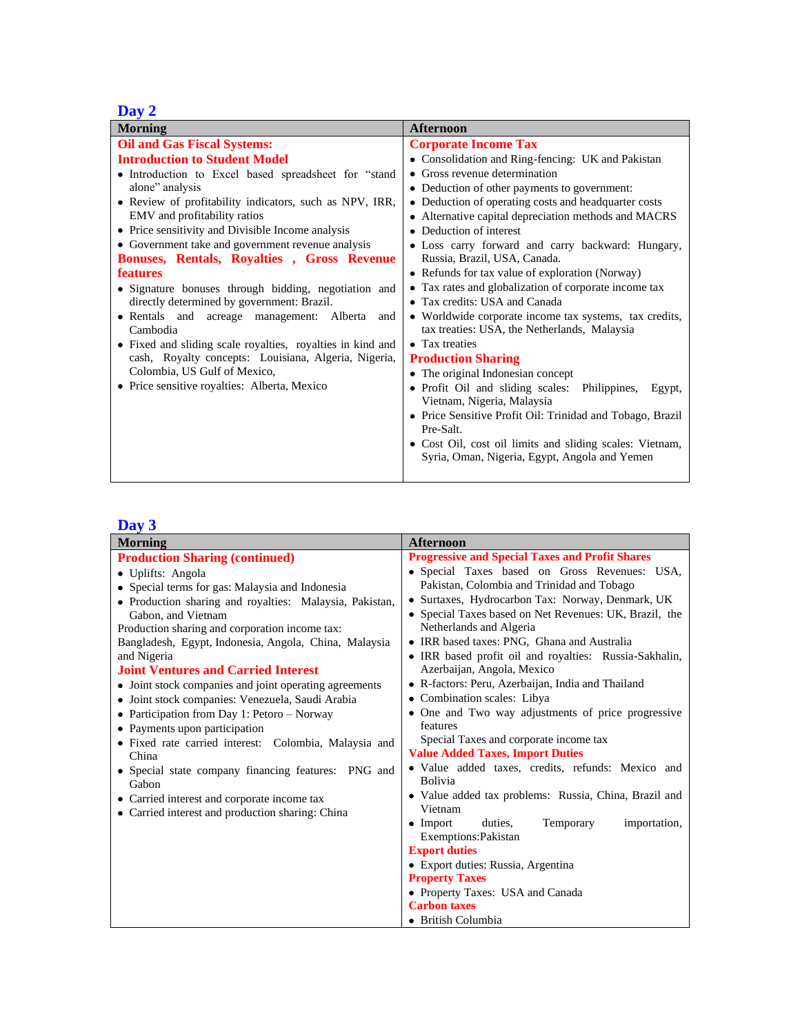## Day 2

### Morning

**Oil and Gas Fiscal Systems:**
**Introduction to Student Model**

- Introduction to Excel based spreadsheet for "stand alone" analysis
- Review of profitability indicators, such as NPV, IRR, EMV and profitability ratios
- Price sensitivity and Divisible Income analysis
- Government take and government revenue analysis

**Bonuses, Rentals, Royalties , Gross Revenue features**

- Signature bonuses through bidding, negotiation and directly determined by government: Brazil.
- Rentals and acreage management: Alberta and Cambodia
- Fixed and sliding scale royalties, royalties in kind and cash, Royalty concepts: Louisiana, Algeria, Nigeria, Colombia, US Gulf of Mexico,
- Price sensitive royalties: Alberta, Mexico

### Afternoon

**Corporate Income Tax**

- Consolidation and Ring-fencing: UK and Pakistan
- Gross revenue determination
- Deduction of other payments to government:
- Deduction of operating costs and headquarter costs
- Alternative capital depreciation methods and MACRS
- Deduction of interest
- Loss carry forward and carry backward: Hungary, Russia, Brazil, USA, Canada.
- Refunds for tax value of exploration (Norway)
- Tax rates and globalization of corporate income tax
- Tax credits: USA and Canada
- Worldwide corporate income tax systems, tax credits, tax treaties: USA, the Netherlands, Malaysia
- Tax treaties

**Production Sharing**

- The original Indonesian concept
- Profit Oil and sliding scales: Philippines, Egypt, Vietnam, Nigeria, Malaysia
- Price Sensitive Profit Oil: Trinidad and Tobago, Brazil Pre-Salt.
- Cost Oil, cost oil limits and sliding scales: Vietnam, Syria, Oman, Nigeria, Egypt, Angola and Yemen

## Day 3

### Morning

**Production Sharing (continued)**

- Uplifts: Angola
- Special terms for gas: Malaysia and Indonesia
- Production sharing and royalties: Malaysia, Pakistan, Gabon, and Vietnam

Production sharing and corporation income tax: Bangladesh, Egypt, Indonesia, Angola, China, Malaysia and Nigeria

**Joint Ventures and Carried Interest**

- Joint stock companies and joint operating agreements
- Joint stock companies: Venezuela, Saudi Arabia
- Participation from Day 1: Petoro – Norway
- Payments upon participation
- Fixed rate carried interest: Colombia, Malaysia and China
- Special state company financing features: PNG and Gabon
- Carried interest and corporate income tax
- Carried interest and production sharing: China

### Afternoon

**Progressive and Special Taxes and Profit Shares**

- Special Taxes based on Gross Revenues: USA, Pakistan, Colombia and Trinidad and Tobago
- Surtaxes, Hydrocarbon Tax: Norway, Denmark, UK
- Special Taxes based on Net Revenues: UK, Brazil, the Netherlands and Algeria
- IRR based taxes: PNG, Ghana and Australia
- IRR based profit oil and royalties: Russia-Sakhalin, Azerbaijan, Angola, Mexico
- R-factors: Peru, Azerbaijan, India and Thailand
- Combination scales: Libya
- One and Two way adjustments of price progressive features

Special Taxes and corporate income tax

**Value Added Taxes, Import Duties**

- Value added taxes, credits, refunds: Mexico and Bolivia
- Value added tax problems: Russia, China, Brazil and Vietnam
- Import duties, Temporary importation, Exemptions:Pakistan

**Export duties**

- Export duties: Russia, Argentina

**Property Taxes**

- Property Taxes: USA and Canada

**Carbon taxes**

- British Columbia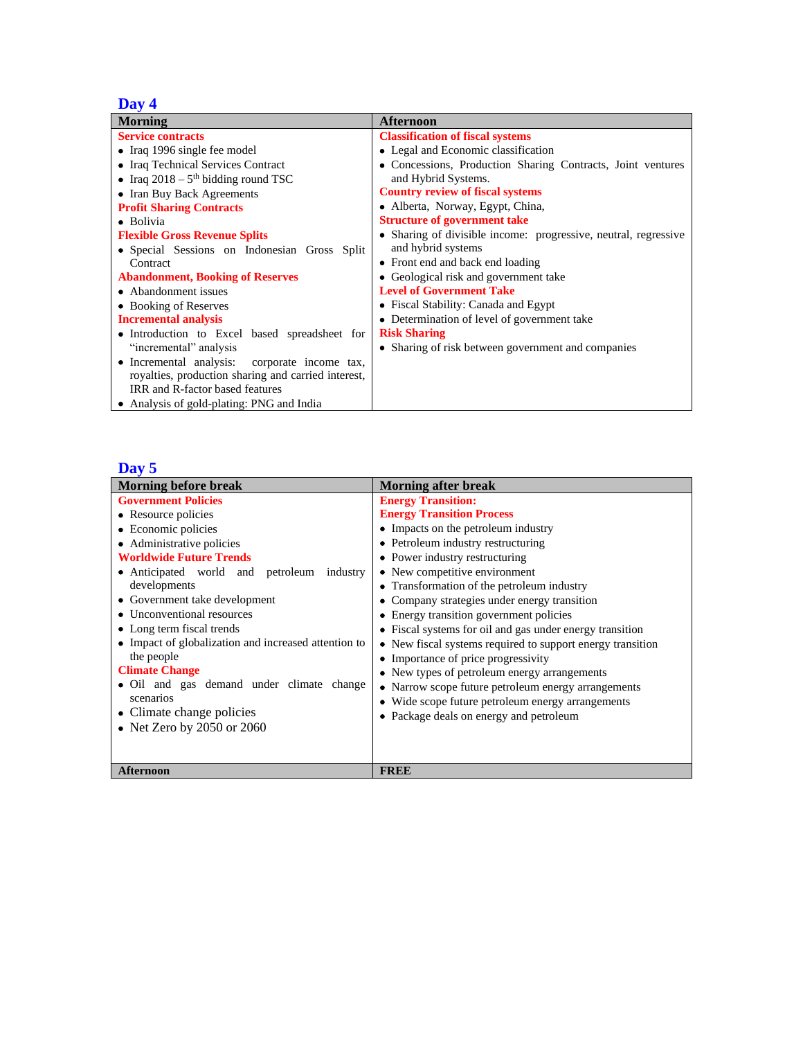## Day 4

| Morning | Afternoon |
|---|---|
| **Service contracts**<br>• Iraq 1996 single fee model<br>• Iraq Technical Services Contract<br>• Iraq 2018 – 5th bidding round TSC<br>• Iran Buy Back Agreements<br>**Profit Sharing Contracts**<br>• Bolivia<br>**Flexible Gross Revenue Splits**<br>• Special Sessions on Indonesian Gross Split Contract<br>**Abandonment, Booking of Reserves**<br>• Abandonment issues<br>• Booking of Reserves<br>**Incremental analysis**<br>• Introduction to Excel based spreadsheet for "incremental" analysis<br>• Incremental analysis: corporate income tax, royalties, production sharing and carried interest, IRR and R-factor based features<br>• Analysis of gold-plating: PNG and India | **Classification of fiscal systems**<br>• Legal and Economic classification<br>• Concessions, Production Sharing Contracts, Joint ventures and Hybrid Systems.<br>**Country review of fiscal systems**<br>• Alberta, Norway, Egypt, China,<br>**Structure of government take**<br>• Sharing of divisible income: progressive, neutral, regressive and hybrid systems<br>• Front end and back end loading<br>• Geological risk and government take<br>**Level of Government Take**<br>• Fiscal Stability: Canada and Egypt<br>• Determination of level of government take<br>**Risk Sharing**<br>• Sharing of risk between government and companies |

## Day 5

| Morning before break | Morning after break |
|---|---|
| **Government Policies**<br>• Resource policies<br>• Economic policies<br>• Administrative policies<br>**Worldwide Future Trends**<br>• Anticipated world and petroleum industry developments<br>• Government take development<br>• Unconventional resources<br>• Long term fiscal trends<br>• Impact of globalization and increased attention to the people<br>**Climate Change**<br>• Oil and gas demand under climate change scenarios<br>• Climate change policies<br>• Net Zero by 2050 or 2060 | **Energy Transition:**<br>**Energy Transition Process**<br>• Impacts on the petroleum industry<br>• Petroleum industry restructuring<br>• Power industry restructuring<br>• New competitive environment<br>• Transformation of the petroleum industry<br>• Company strategies under energy transition<br>• Energy transition government policies<br>• Fiscal systems for oil and gas under energy transition<br>• New fiscal systems required to support energy transition<br>• Importance of price progressivity<br>• New types of petroleum energy arrangements<br>• Narrow scope future petroleum energy arrangements<br>• Wide scope future petroleum energy arrangements<br>• Package deals on energy and petroleum |
| **Afternoon** | **FREE** |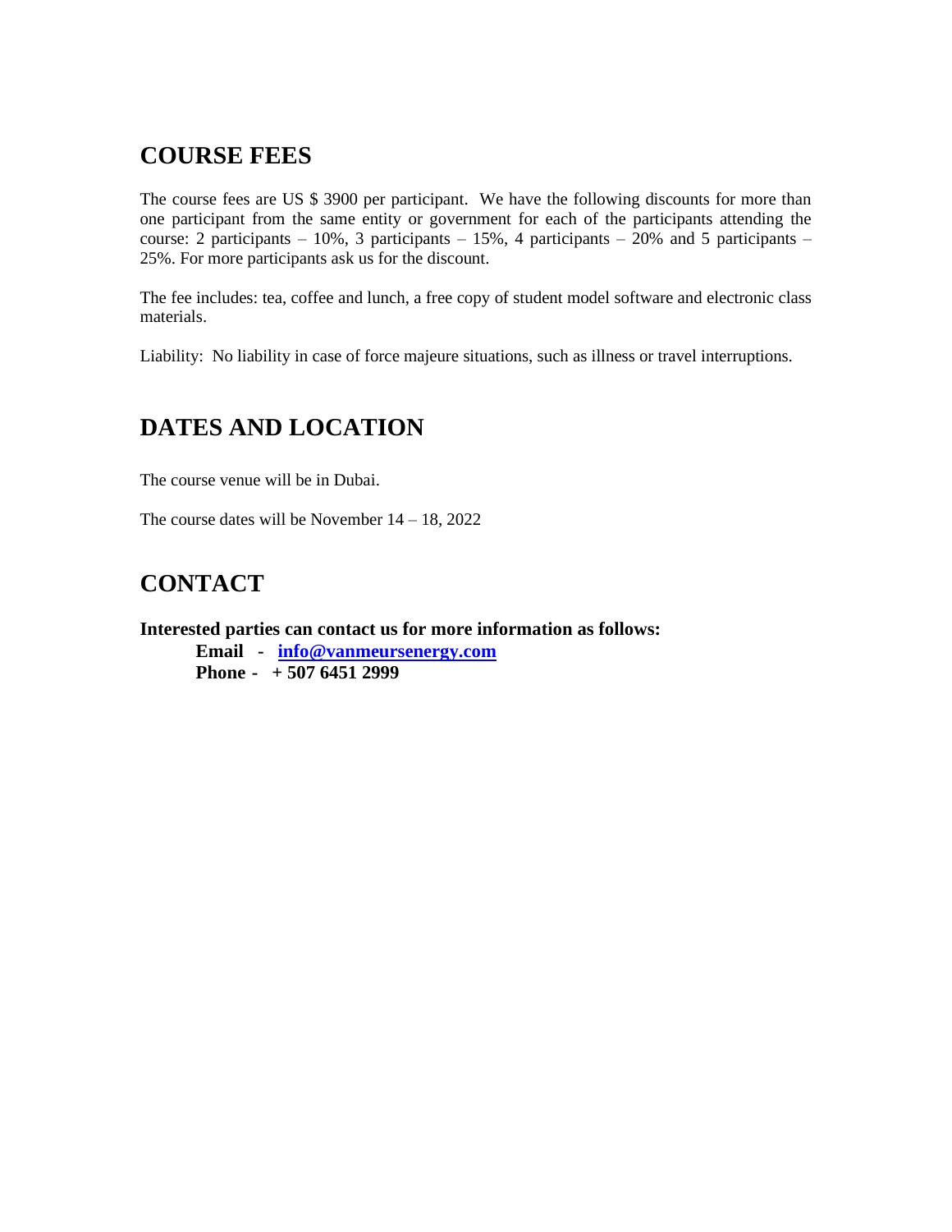## COURSE FEES

The course fees are US $ 3900 per participant. We have the following discounts for more than one participant from the same entity or government for each of the participants attending the course: 2 participants – 10%, 3 participants – 15%, 4 participants – 20% and 5 participants – 25%. For more participants ask us for the discount.

The fee includes: tea, coffee and lunch, a free copy of student model software and electronic class materials.

Liability: No liability in case of force majeure situations, such as illness or travel interruptions.

## DATES AND LOCATION

The course venue will be in Dubai.

The course dates will be November 14 – 18, 2022

## CONTACT

**Interested parties can contact us for more information as follows:**

**Email - [info@vanmeursenergy.com](mailto:info@vanmeursenergy.com)**
**Phone - + 507 6451 2999**